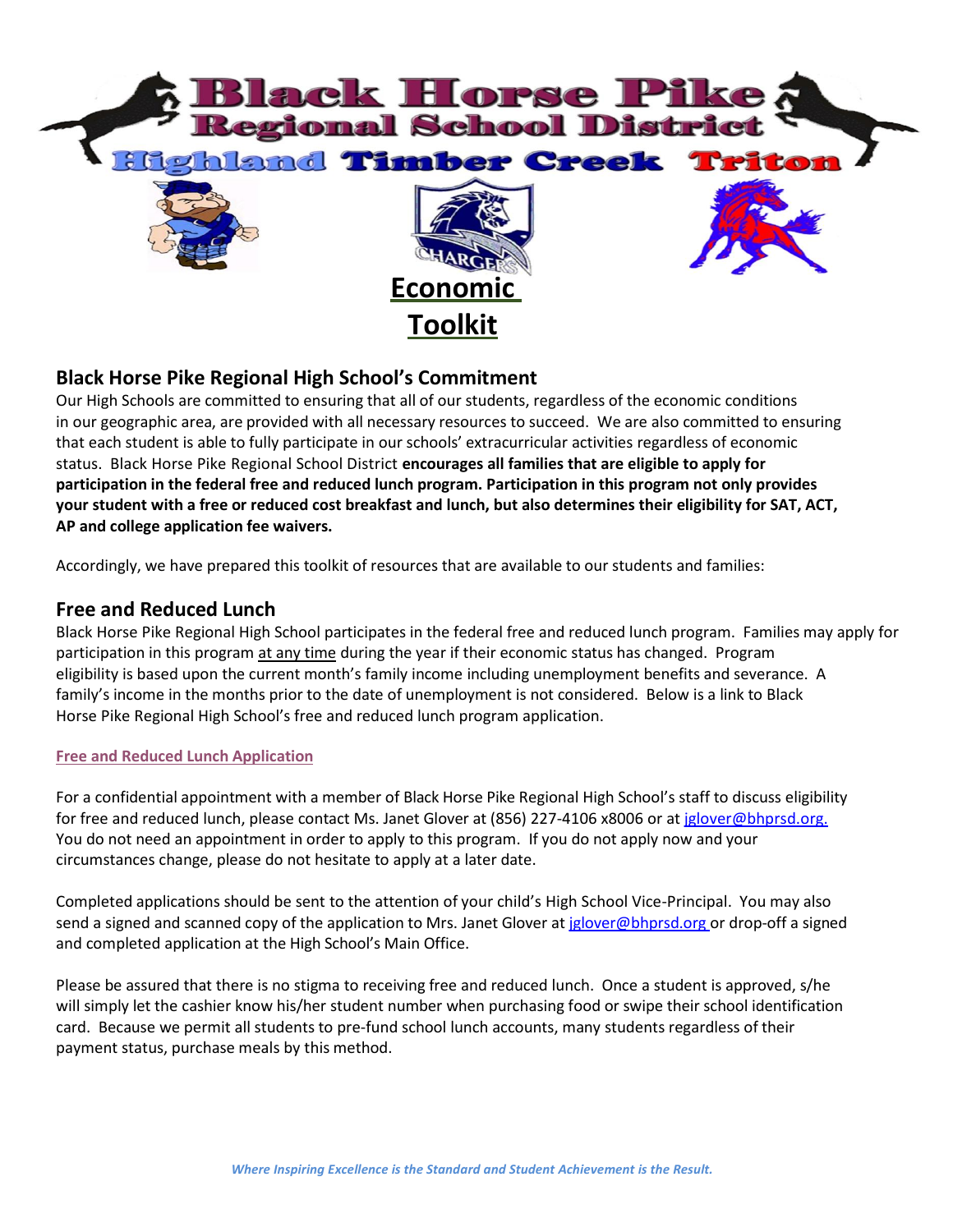# Black Horse Pike Regional School District

Highland Timber Creek Triton

# Economic Toolkit

## Black Horse Pike Regional High School's Commitment

Our High Schools are committed to ensuring that all of our students, regardless of the economic conditions in our geographic area, are provided with all necessary resources to succeed. We are also committed to ensuring that each student is able to fully participate in our schools' extracurricular activities regardless of economic status. Black Horse Pike Regional School District **encourages all families that are eligible to apply for participation in the federal free and reduced lunch program. Participation in this program not only provides your student with a free or reduced cost breakfast and lunch, but also determines their eligibility for SAT, ACT, AP and college application fee waivers.**

Accordingly, we have prepared this toolkit of resources that are available to our students and families:

## Free and Reduced Lunch

Black Horse Pike Regional High School participates in the federal free and reduced lunch program. Families may apply for participation in this program at any time during the year if their economic status has changed. Program eligibility is based upon the current month's family income including unemployment benefits and severance. A family's income in the months prior to the date of unemployment is not considered. Below is a link to Black Horse Pike Regional High School's free and reduced lunch program application.

**Free and Reduced Lunch Application**

For a confidential appointment with a member of Black Horse Pike Regional High School's staff to discuss eligibility for free and reduced lunch, please contact Ms. Janet Glover at (856) 227-4106 x8006 or at jglover@bhprsd.org. You do not need an appointment in order to apply to this program. If you do not apply now and your circumstances change, please do not hesitate to apply at a later date.

Completed applications should be sent to the attention of your child's High School Vice-Principal. You may also send a signed and scanned copy of the application to Mrs. Janet Glover at jglover@bhprsd.org or drop-off a signed and completed application at the High School's Main Office.

Please be assured that there is no stigma to receiving free and reduced lunch. Once a student is approved, s/he will simply let the cashier know his/her student number when purchasing food or swipe their school identification card. Because we permit all students to pre-fund school lunch accounts, many students regardless of their payment status, purchase meals by this method.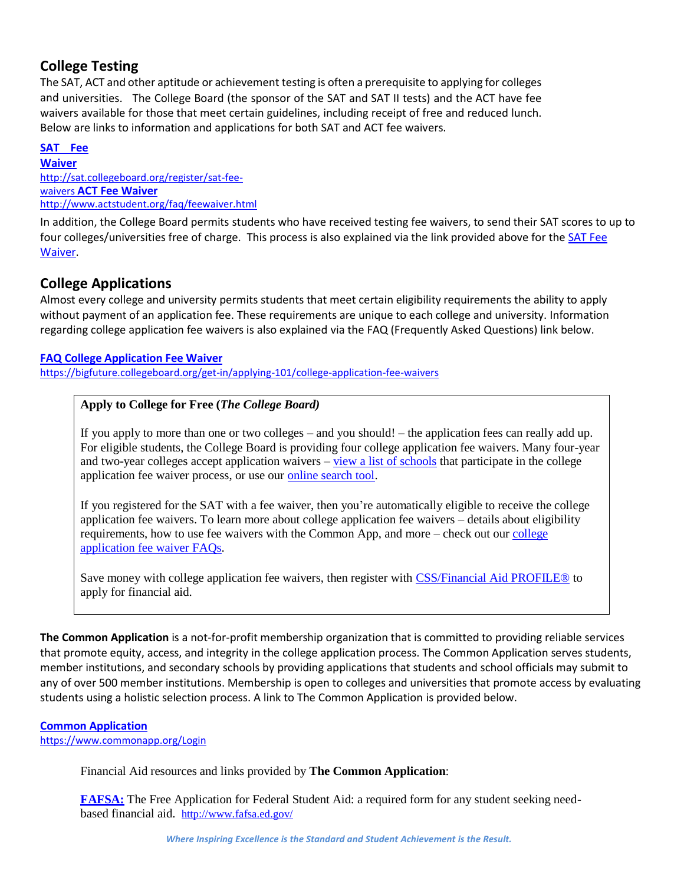## College Testing

The SAT, ACT and other aptitude or achievement testing is often a prerequisite to applying for colleges and universities. The College Board (the sponsor of the SAT and SAT II tests) and the ACT have fee waivers available for those that meet certain guidelines, including receipt of free and reduced lunch. Below are links to information and applications for both SAT and ACT fee waivers.

**SAT Fee Waiver**
http://sat.collegeboard.org/register/sat-fee-waivers

**ACT Fee Waiver**
http://www.actstudent.org/faq/feewaiver.html

In addition, the College Board permits students who have received testing fee waivers, to send their SAT scores to up to four colleges/universities free of charge. This process is also explained via the link provided above for the SAT Fee Waiver.

## College Applications

Almost every college and university permits students that meet certain eligibility requirements the ability to apply without payment of an application fee. These requirements are unique to each college and university. Information regarding college application fee waivers is also explained via the FAQ (Frequently Asked Questions) link below.

**FAQ College Application Fee Waiver**
https://bigfuture.collegeboard.org/get-in/applying-101/college-application-fee-waivers

> **Apply to College for Free (*The College Board*)**
>
> If you apply to more than one or two colleges – and you should! – the application fees can really add up. For eligible students, the College Board is providing four college application fee waivers. Many four-year and two-year colleges accept application waivers – view a list of schools that participate in the college application fee waiver process, or use our online search tool.
>
> If you registered for the SAT with a fee waiver, then you're automatically eligible to receive the college application fee waivers. To learn more about college application fee waivers – details about eligibility requirements, how to use fee waivers with the Common App, and more – check out our college application fee waiver FAQs.
>
> Save money with college application fee waivers, then register with CSS/Financial Aid PROFILE® to apply for financial aid.

**The Common Application** is a not-for-profit membership organization that is committed to providing reliable services that promote equity, access, and integrity in the college application process. The Common Application serves students, member institutions, and secondary schools by providing applications that students and school officials may submit to any of over 500 member institutions. Membership is open to colleges and universities that promote access by evaluating students using a holistic selection process. A link to The Common Application is provided below.

**Common Application**
https://www.commonapp.org/Login

Financial Aid resources and links provided by **The Common Application**:

**FAFSA:** The Free Application for Federal Student Aid: a required form for any student seeking need-based financial aid. http://www.fafsa.ed.gov/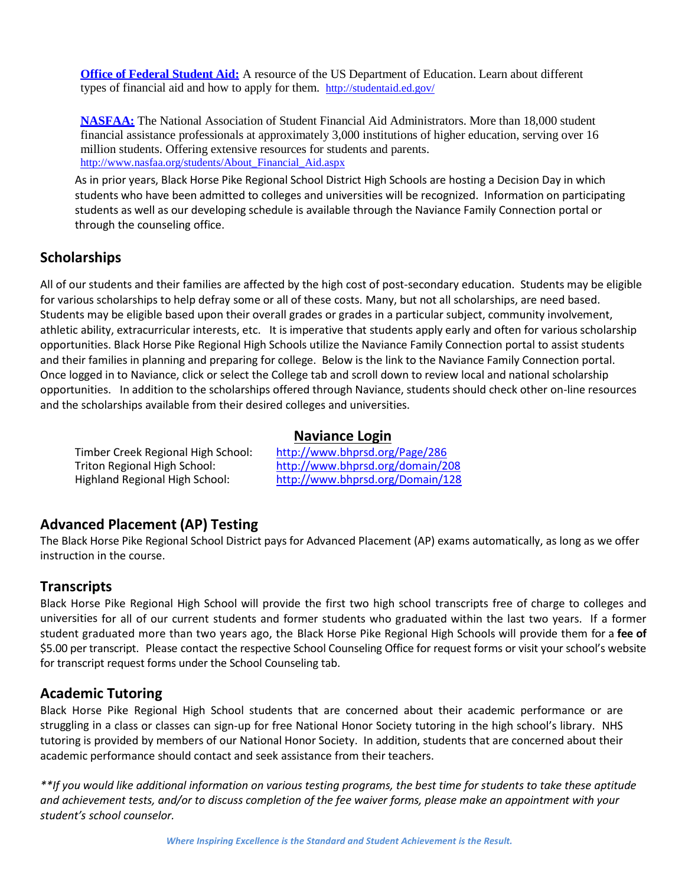**[Office of Federal Student Aid:](http://studentaid.ed.gov/)** A resource of the US Department of Education. Learn about different types of financial aid and how to apply for them. http://studentaid.ed.gov/

**[NASFAA:](http://www.nasfaa.org/students/About_Financial_Aid.aspx)** The National Association of Student Financial Aid Administrators. More than 18,000 student financial assistance professionals at approximately 3,000 institutions of higher education, serving over 16 million students. Offering extensive resources for students and parents. http://www.nasfaa.org/students/About_Financial_Aid.aspx

As in prior years, Black Horse Pike Regional School District High Schools are hosting a Decision Day in which students who have been admitted to colleges and universities will be recognized. Information on participating students as well as our developing schedule is available through the Naviance Family Connection portal or through the counseling office.

## Scholarships

All of our students and their families are affected by the high cost of post-secondary education. Students may be eligible for various scholarships to help defray some or all of these costs. Many, but not all scholarships, are need based. Students may be eligible based upon their overall grades or grades in a particular subject, community involvement, athletic ability, extracurricular interests, etc. It is imperative that students apply early and often for various scholarship opportunities. Black Horse Pike Regional High Schools utilize the Naviance Family Connection portal to assist students and their families in planning and preparing for college. Below is the link to the Naviance Family Connection portal. Once logged in to Naviance, click or select the College tab and scroll down to review local and national scholarship opportunities. In addition to the scholarships offered through Naviance, students should check other on-line resources and the scholarships available from their desired colleges and universities.

**Naviance Login**

| | |
|---|---|
| Timber Creek Regional High School: | http://www.bhprsd.org/Page/286 |
| Triton Regional High School: | http://www.bhprsd.org/domain/208 |
| Highland Regional High School: | http://www.bhprsd.org/Domain/128 |

## Advanced Placement (AP) Testing

The Black Horse Pike Regional School District pays for Advanced Placement (AP) exams automatically, as long as we offer instruction in the course.

## Transcripts

Black Horse Pike Regional High School will provide the first two high school transcripts free of charge to colleges and universities for all of our current students and former students who graduated within the last two years. If a former student graduated more than two years ago, the Black Horse Pike Regional High Schools will provide them for a **fee of** $5.00 per transcript. Please contact the respective School Counseling Office for request forms or visit your school's website for transcript request forms under the School Counseling tab.

## Academic Tutoring

Black Horse Pike Regional High School students that are concerned about their academic performance or are struggling in a class or classes can sign-up for free National Honor Society tutoring in the high school's library. NHS tutoring is provided by members of our National Honor Society. In addition, students that are concerned about their academic performance should contact and seek assistance from their teachers.

*\*\*If you would like additional information on various testing programs, the best time for students to take these aptitude and achievement tests, and/or to discuss completion of the fee waiver forms, please make an appointment with your student's school counselor.*

*Where Inspiring Excellence is the Standard and Student Achievement is the Result.*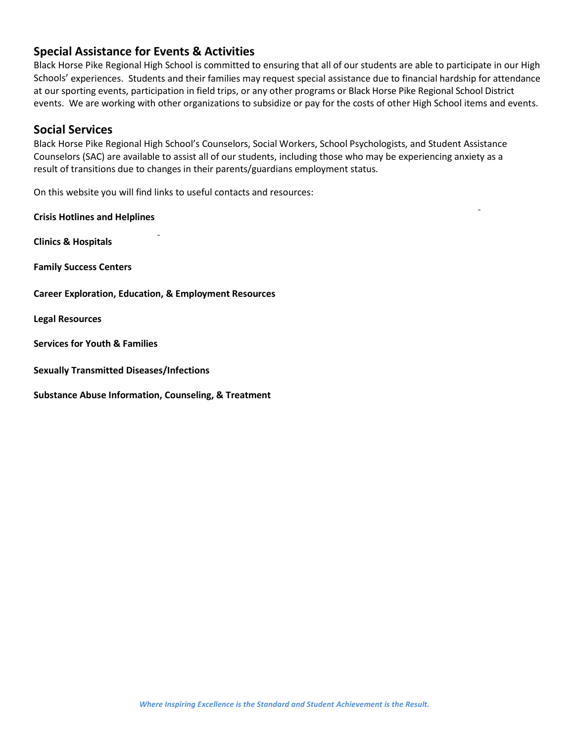## Special Assistance for Events & Activities

Black Horse Pike Regional High School is committed to ensuring that all of our students are able to participate in our High Schools' experiences. Students and their families may request special assistance due to financial hardship for attendance at our sporting events, participation in field trips, or any other programs or Black Horse Pike Regional School District events. We are working with other organizations to subsidize or pay for the costs of other High School items and events.

## Social Services

Black Horse Pike Regional High School's Counselors, Social Workers, School Psychologists, and Student Assistance Counselors (SAC) are available to assist all of our students, including those who may be experiencing anxiety as a result of transitions due to changes in their parents/guardians employment status.

On this website you will find links to useful contacts and resources:

**Crisis Hotlines and Helplines**

**Clinics & Hospitals**

**Family Success Centers**

**Career Exploration, Education, & Employment Resources**

**Legal Resources**

**Services for Youth & Families**

**Sexually Transmitted Diseases/Infections**

**Substance Abuse Information, Counseling, & Treatment**

***Where Inspiring Excellence is the Standard and Student Achievement is the Result.***